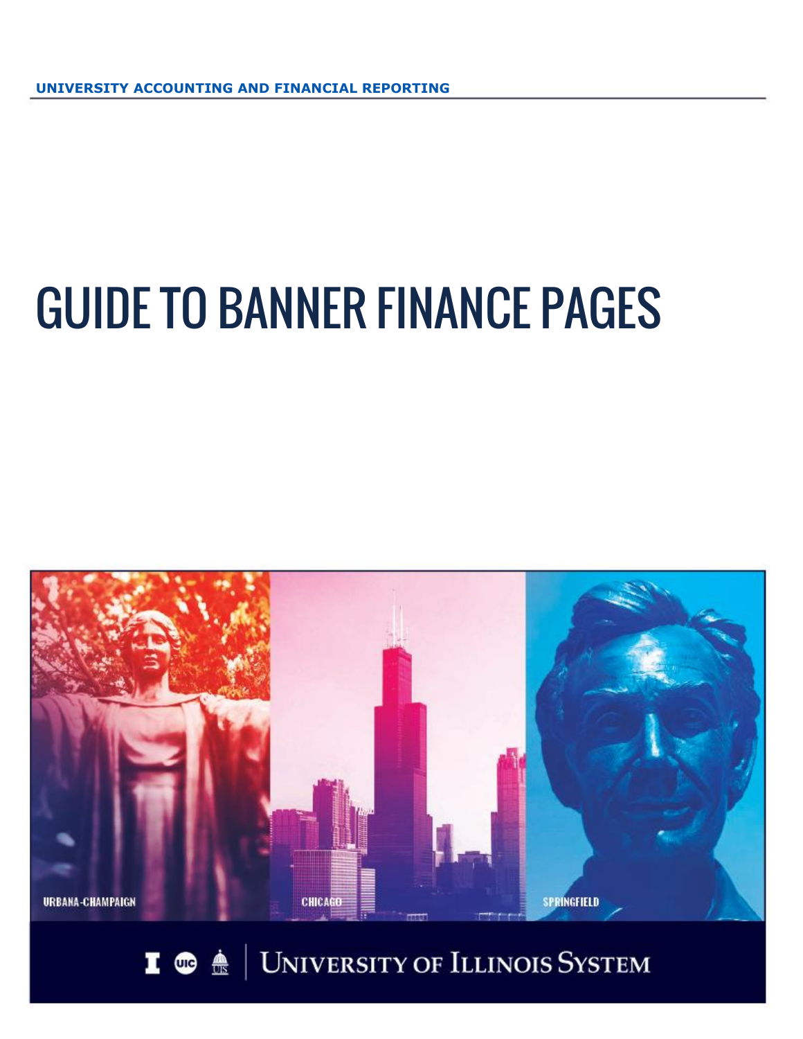**UNIVERSITY ACCOUNTING AND FINANCIAL REPORTING**

# GUIDE TO BANNER FINANCE PAGES

URBANA-CHAMPAIGN

CHICAGO

SPRINGFIELD

UNIVERSITY OF ILLINOIS SYSTEM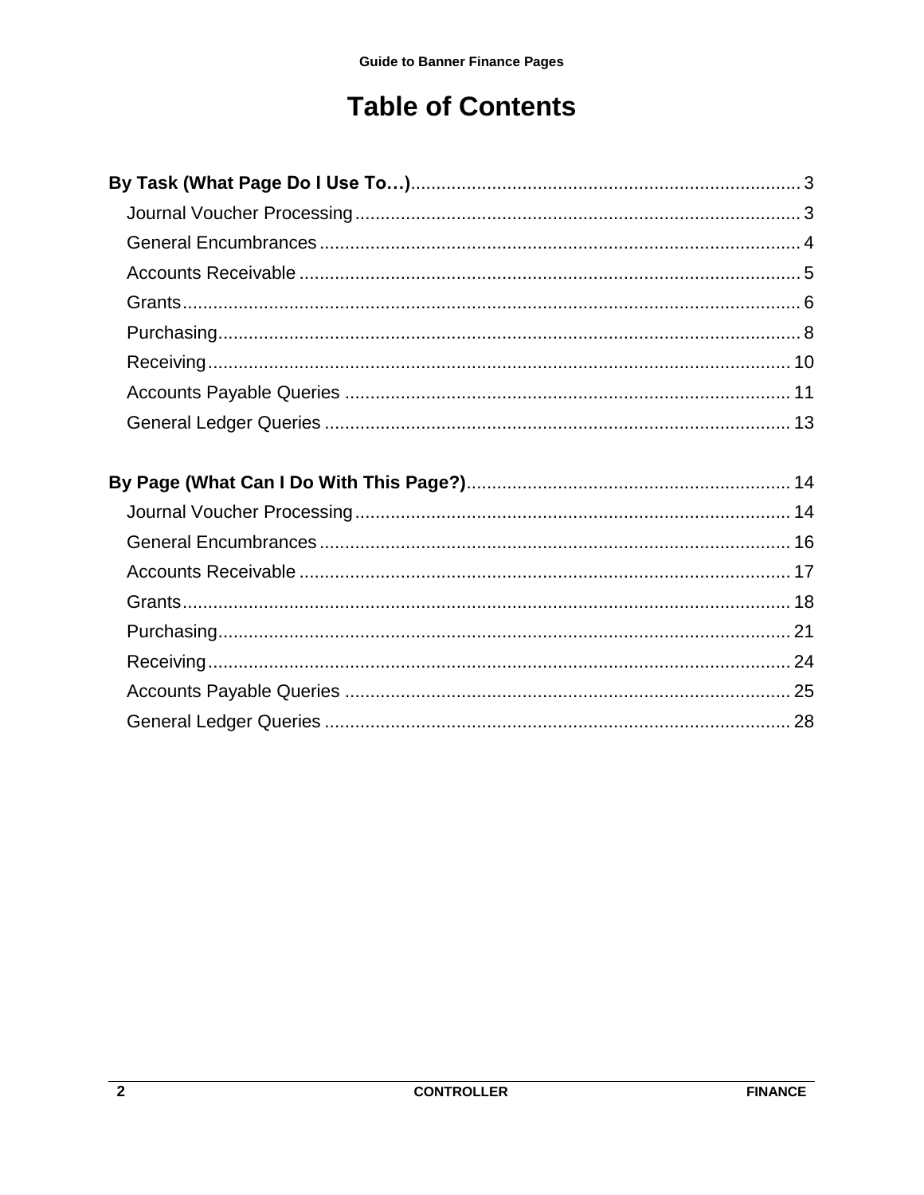# Table of Contents

**By Task (What Page Do I Use To…)** ........ 3

- Journal Voucher Processing ........ 3
- General Encumbrances ........ 4
- Accounts Receivable ........ 5
- Grants ........ 6
- Purchasing ........ 8
- Receiving ........ 10
- Accounts Payable Queries ........ 11
- General Ledger Queries ........ 13

**By Page (What Can I Do With This Page?)** ........ 14

- Journal Voucher Processing ........ 14
- General Encumbrances ........ 16
- Accounts Receivable ........ 17
- Grants ........ 18
- Purchasing ........ 21
- Receiving ........ 24
- Accounts Payable Queries ........ 25
- General Ledger Queries ........ 28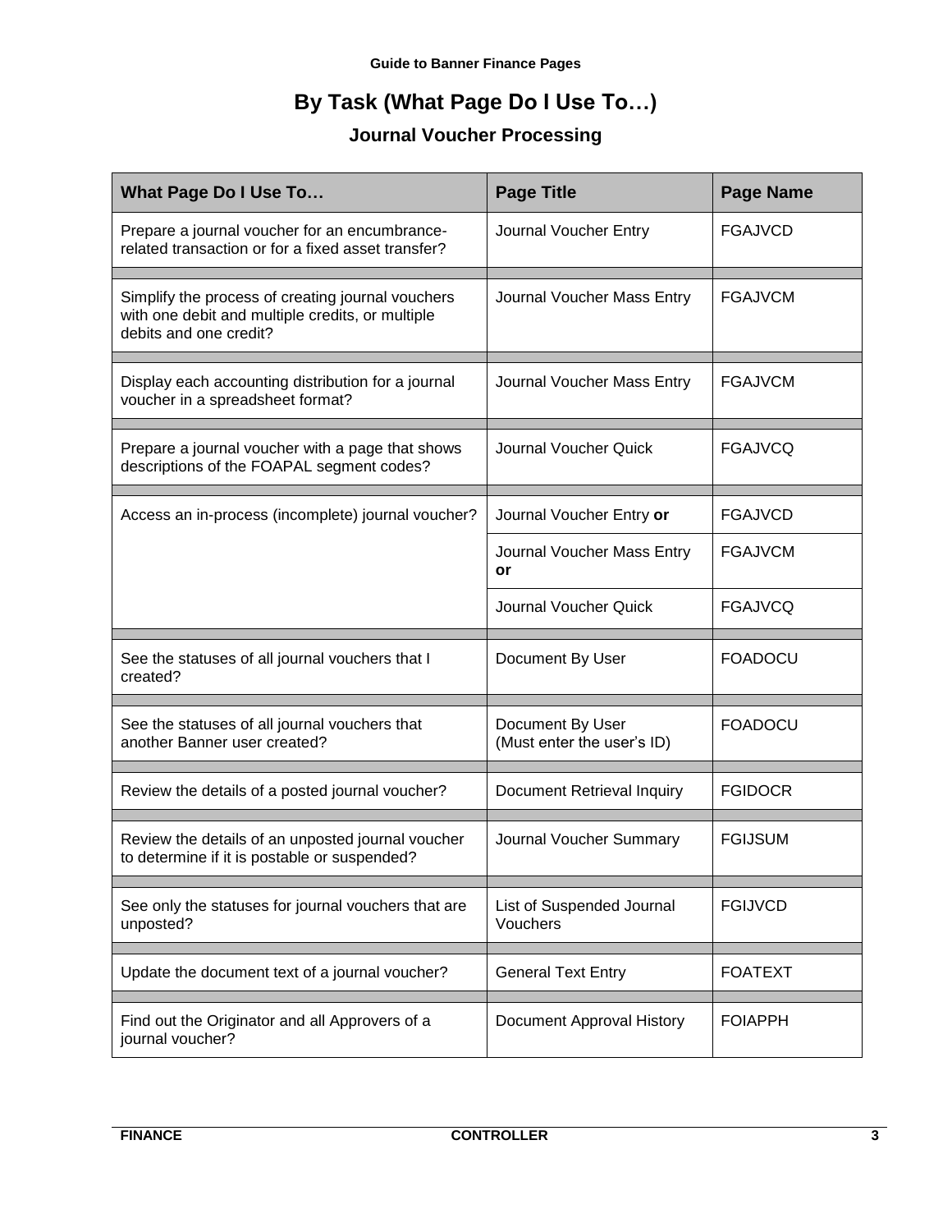# By Task (What Page Do I Use To…)

## Journal Voucher Processing

| What Page Do I Use To… | Page Title | Page Name |
|---|---|---|
| Prepare a journal voucher for an encumbrance-related transaction or for a fixed asset transfer? | Journal Voucher Entry | FGAJVCD |
| Simplify the process of creating journal vouchers with one debit and multiple credits, or multiple debits and one credit? | Journal Voucher Mass Entry | FGAJVCM |
| Display each accounting distribution for a journal voucher in a spreadsheet format? | Journal Voucher Mass Entry | FGAJVCM |
| Prepare a journal voucher with a page that shows descriptions of the FOAPAL segment codes? | Journal Voucher Quick | FGAJVCQ |
| Access an in-process (incomplete) journal voucher? | Journal Voucher Entry **or** | FGAJVCD |
| | Journal Voucher Mass Entry **or** | FGAJVCM |
| | Journal Voucher Quick | FGAJVCQ |
| See the statuses of all journal vouchers that I created? | Document By User | FOADOCU |
| See the statuses of all journal vouchers that another Banner user created? | Document By User (Must enter the user's ID) | FOADOCU |
| Review the details of a posted journal voucher? | Document Retrieval Inquiry | FGIDOCR |
| Review the details of an unposted journal voucher to determine if it is postable or suspended? | Journal Voucher Summary | FGIJSUM |
| See only the statuses for journal vouchers that are unposted? | List of Suspended Journal Vouchers | FGIJVCD |
| Update the document text of a journal voucher? | General Text Entry | FOATEXT |
| Find out the Originator and all Approvers of a journal voucher? | Document Approval History | FOIAPPH |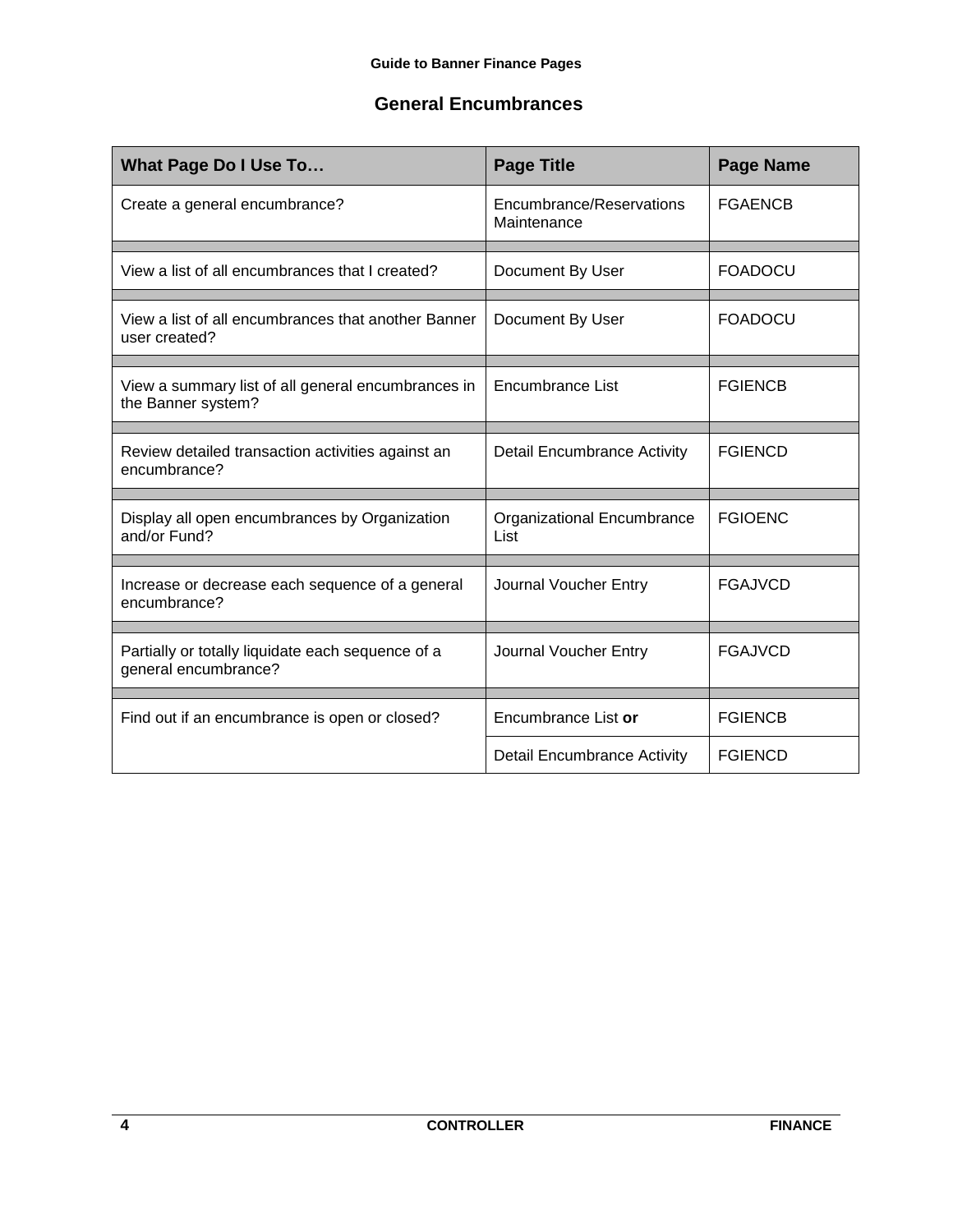## General Encumbrances

| What Page Do I Use To… | Page Title | Page Name |
|---|---|---|
| Create a general encumbrance? | Encumbrance/Reservations Maintenance | FGAENCB |
| View a list of all encumbrances that I created? | Document By User | FOADOCU |
| View a list of all encumbrances that another Banner user created? | Document By User | FOADOCU |
| View a summary list of all general encumbrances in the Banner system? | Encumbrance List | FGIENCB |
| Review detailed transaction activities against an encumbrance? | Detail Encumbrance Activity | FGIENCD |
| Display all open encumbrances by Organization and/or Fund? | Organizational Encumbrance List | FGIOENC |
| Increase or decrease each sequence of a general encumbrance? | Journal Voucher Entry | FGAJVCD |
| Partially or totally liquidate each sequence of a general encumbrance? | Journal Voucher Entry | FGAJVCD |
| Find out if an encumbrance is open or closed? | Encumbrance List **or** | FGIENCB |
| | Detail Encumbrance Activity | FGIENCD |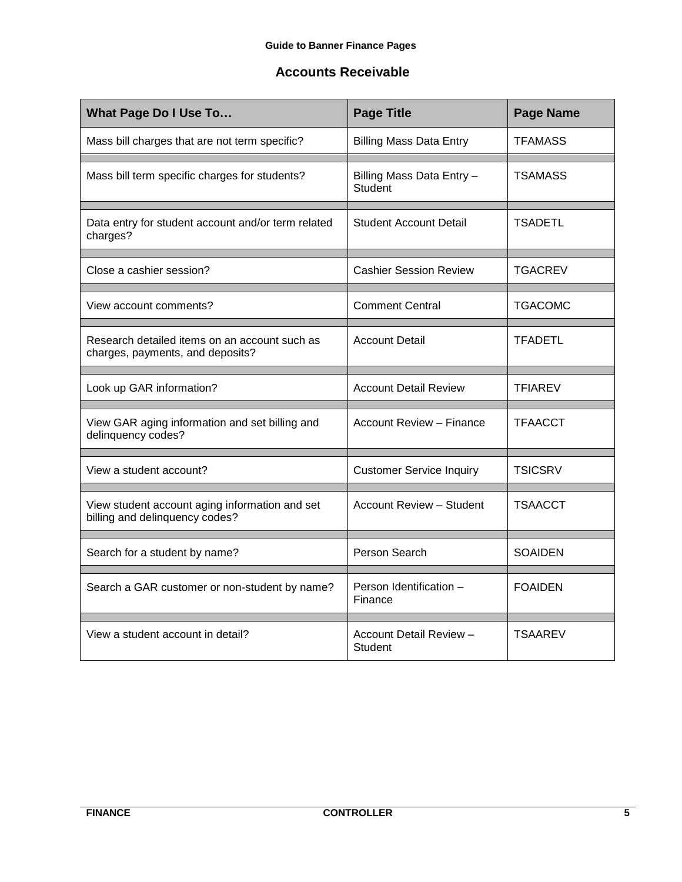## Accounts Receivable

| What Page Do I Use To… | Page Title | Page Name |
|---|---|---|
| Mass bill charges that are not term specific? | Billing Mass Data Entry | TFAMASS |
| Mass bill term specific charges for students? | Billing Mass Data Entry – Student | TSAMASS |
| Data entry for student account and/or term related charges? | Student Account Detail | TSADETL |
| Close a cashier session? | Cashier Session Review | TGACREV |
| View account comments? | Comment Central | TGACOMC |
| Research detailed items on an account such as charges, payments, and deposits? | Account Detail | TFADETL |
| Look up GAR information? | Account Detail Review | TFIAREV |
| View GAR aging information and set billing and delinquency codes? | Account Review – Finance | TFAACCT |
| View a student account? | Customer Service Inquiry | TSICSRV |
| View student account aging information and set billing and delinquency codes? | Account Review – Student | TSAACCT |
| Search for a student by name? | Person Search | SOAIDEN |
| Search a GAR customer or non-student by name? | Person Identification – Finance | FOAIDEN |
| View a student account in detail? | Account Detail Review – Student | TSAAREV |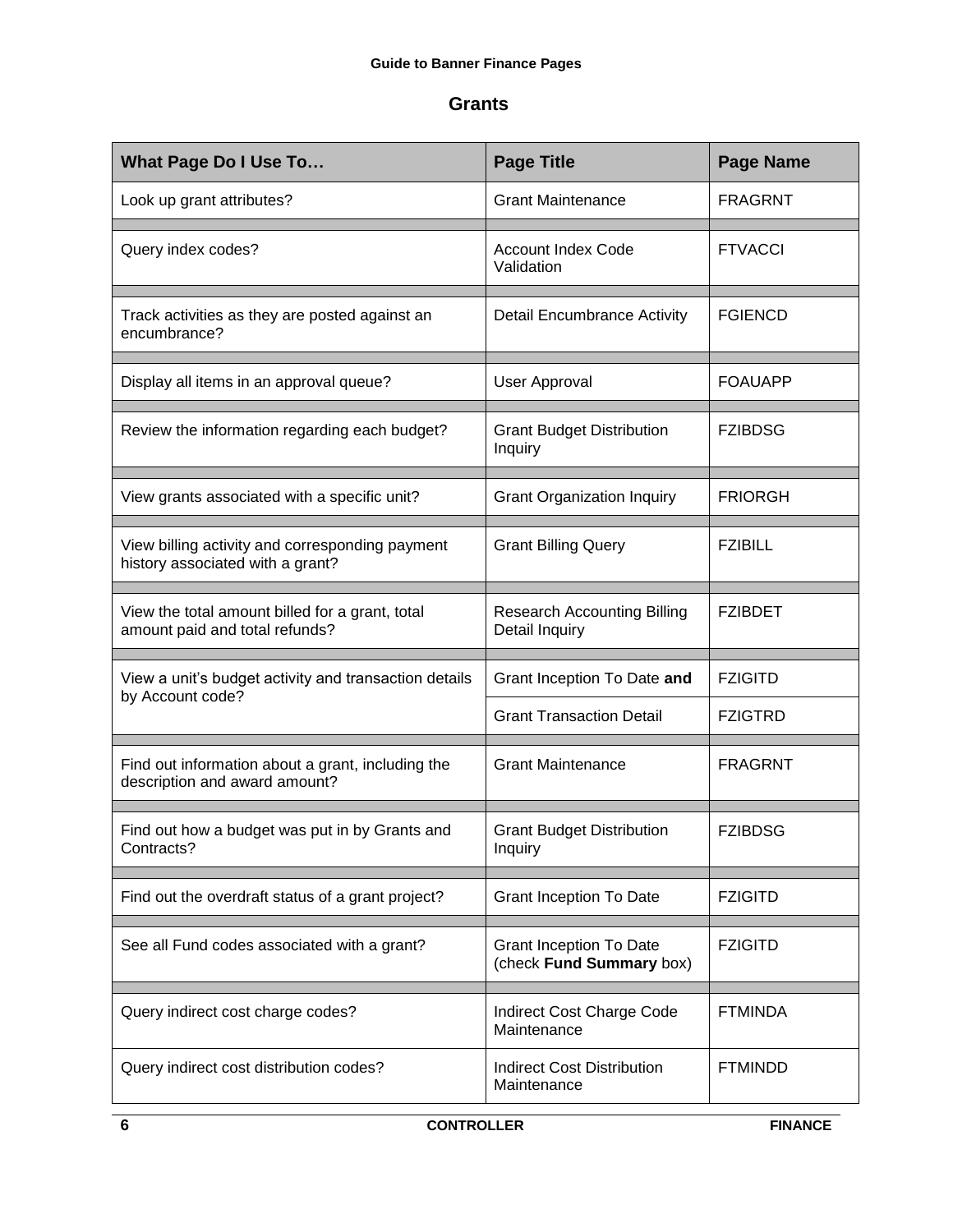## Grants

| What Page Do I Use To… | Page Title | Page Name |
|---|---|---|
| Look up grant attributes? | Grant Maintenance | FRAGRNT |
| Query index codes? | Account Index Code Validation | FTVACCI |
| Track activities as they are posted against an encumbrance? | Detail Encumbrance Activity | FGIENCD |
| Display all items in an approval queue? | User Approval | FOAUAPP |
| Review the information regarding each budget? | Grant Budget Distribution Inquiry | FZIBDSG |
| View grants associated with a specific unit? | Grant Organization Inquiry | FRIORGH |
| View billing activity and corresponding payment history associated with a grant? | Grant Billing Query | FZIBILL |
| View the total amount billed for a grant, total amount paid and total refunds? | Research Accounting Billing Detail Inquiry | FZIBDET |
| View a unit's budget activity and transaction details by Account code? | Grant Inception To Date **and** | FZIGITD |
| | Grant Transaction Detail | FZIGTRD |
| Find out information about a grant, including the description and award amount? | Grant Maintenance | FRAGRNT |
| Find out how a budget was put in by Grants and Contracts? | Grant Budget Distribution Inquiry | FZIBDSG |
| Find out the overdraft status of a grant project? | Grant Inception To Date | FZIGITD |
| See all Fund codes associated with a grant? | Grant Inception To Date (check **Fund Summary** box) | FZIGITD |
| Query indirect cost charge codes? | Indirect Cost Charge Code Maintenance | FTMINDA |
| Query indirect cost distribution codes? | Indirect Cost Distribution Maintenance | FTMINDD |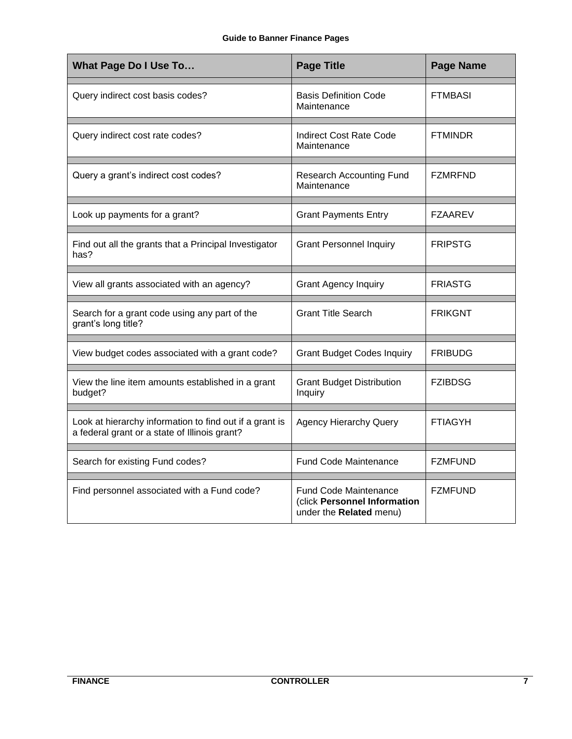| What Page Do I Use To… | Page Title | Page Name |
|---|---|---|
| Query indirect cost basis codes? | Basis Definition Code Maintenance | FTMBASI |
| Query indirect cost rate codes? | Indirect Cost Rate Code Maintenance | FTMINDR |
| Query a grant's indirect cost codes? | Research Accounting Fund Maintenance | FZMRFND |
| Look up payments for a grant? | Grant Payments Entry | FZAAREV |
| Find out all the grants that a Principal Investigator has? | Grant Personnel Inquiry | FRIPSTG |
| View all grants associated with an agency? | Grant Agency Inquiry | FRIASTG |
| Search for a grant code using any part of the grant's long title? | Grant Title Search | FRIKGNT |
| View budget codes associated with a grant code? | Grant Budget Codes Inquiry | FRIBUDG |
| View the line item amounts established in a grant budget? | Grant Budget Distribution Inquiry | FZIBDSG |
| Look at hierarchy information to find out if a grant is a federal grant or a state of Illinois grant? | Agency Hierarchy Query | FTIAGYH |
| Search for existing Fund codes? | Fund Code Maintenance | FZMFUND |
| Find personnel associated with a Fund code? | Fund Code Maintenance (click **Personnel Information** under the **Related** menu) | FZMFUND |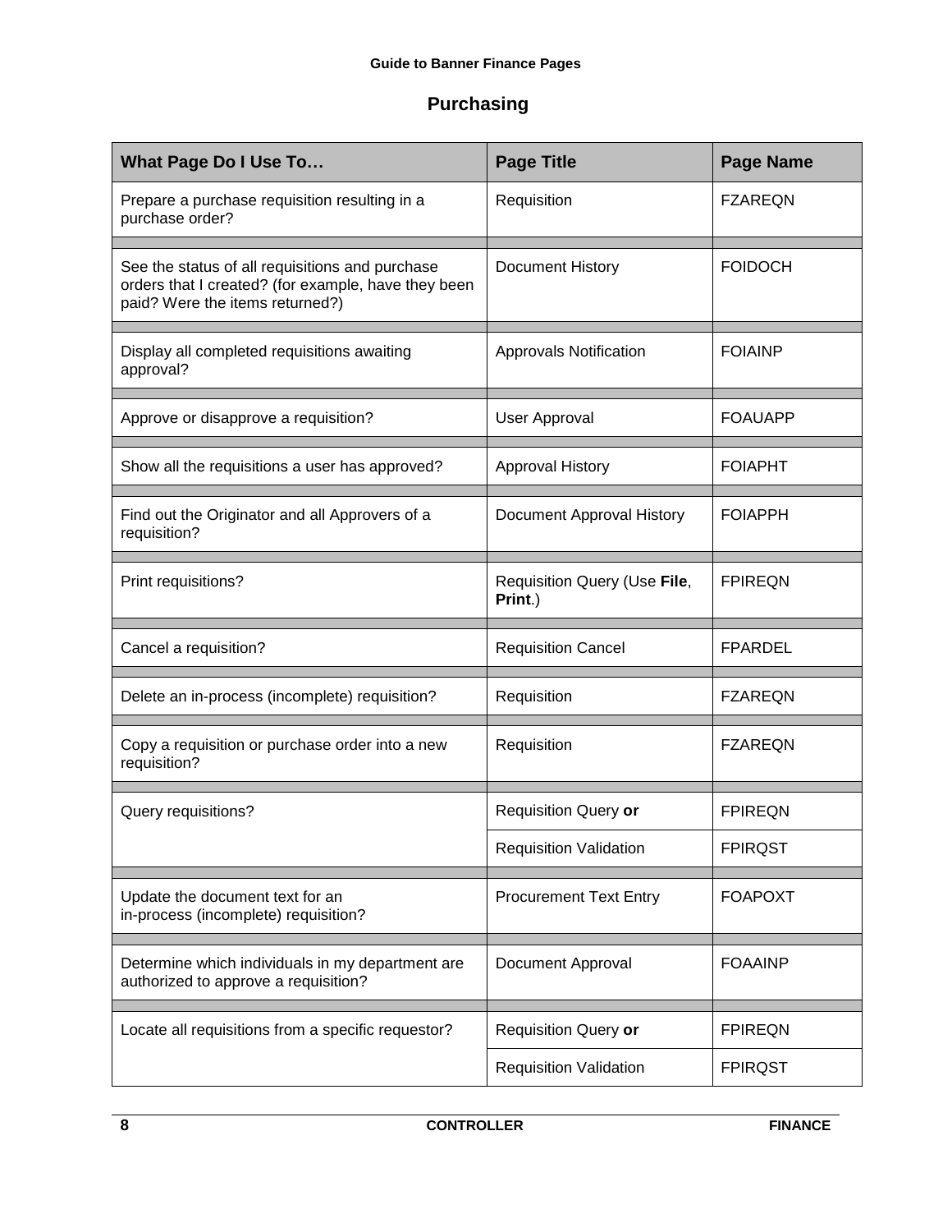## Purchasing

| What Page Do I Use To… | Page Title | Page Name |
|---|---|---|
| Prepare a purchase requisition resulting in a purchase order? | Requisition | FZAREQN |
| See the status of all requisitions and purchase orders that I created? (for example, have they been paid? Were the items returned?) | Document History | FOIDOCH |
| Display all completed requisitions awaiting approval? | Approvals Notification | FOIAINP |
| Approve or disapprove a requisition? | User Approval | FOAUAPP |
| Show all the requisitions a user has approved? | Approval History | FOIAPHT |
| Find out the Originator and all Approvers of a requisition? | Document Approval History | FOIAPPH |
| Print requisitions? | Requisition Query (Use **File**, **Print**.) | FPIREQN |
| Cancel a requisition? | Requisition Cancel | FPARDEL |
| Delete an in-process (incomplete) requisition? | Requisition | FZAREQN |
| Copy a requisition or purchase order into a new requisition? | Requisition | FZAREQN |
| Query requisitions? | Requisition Query **or** | FPIREQN |
| | Requisition Validation | FPIRQST |
| Update the document text for an in-process (incomplete) requisition? | Procurement Text Entry | FOAPOXT |
| Determine which individuals in my department are authorized to approve a requisition? | Document Approval | FOAAINP |
| Locate all requisitions from a specific requestor? | Requisition Query **or** | FPIREQN |
| | Requisition Validation | FPIRQST |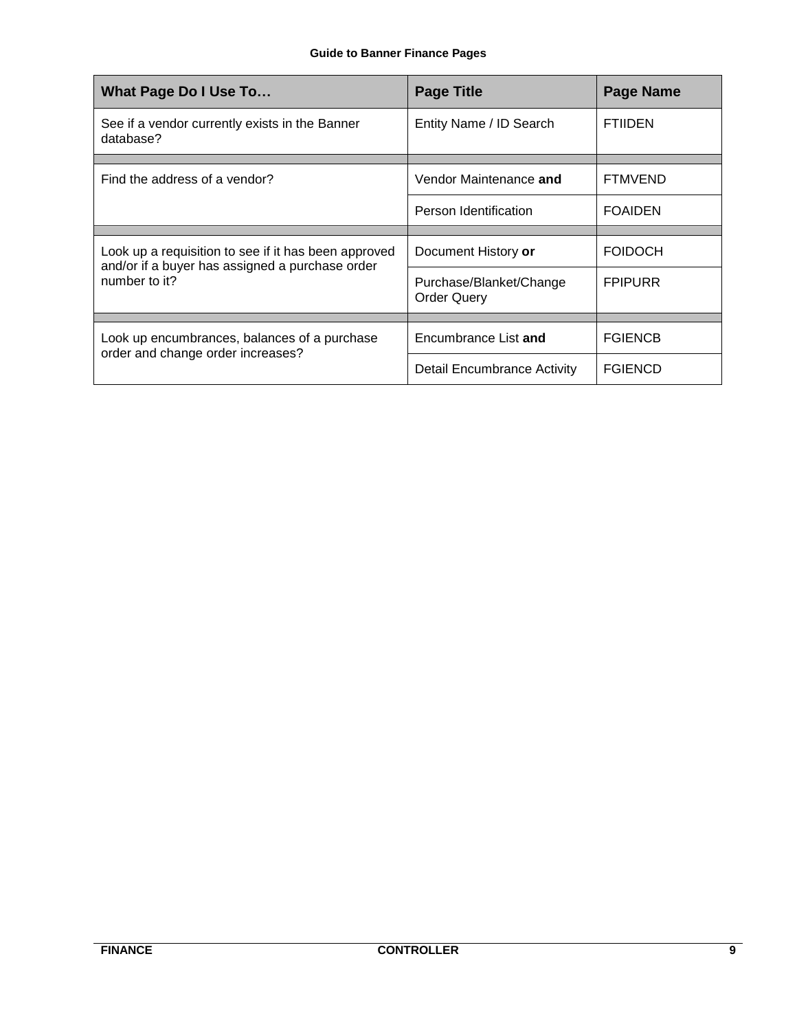| What Page Do I Use To… | Page Title | Page Name |
| --- | --- | --- |
| See if a vendor currently exists in the Banner database? | Entity Name / ID Search | FTIIDEN |
| | | |
| Find the address of a vendor? | Vendor Maintenance **and** | FTMVEND |
| | Person Identification | FOAIDEN |
| | | |
| Look up a requisition to see if it has been approved and/or if a buyer has assigned a purchase order number to it? | Document History **or** | FOIDOCH |
| | Purchase/Blanket/Change Order Query | FPIPURR |
| | | |
| Look up encumbrances, balances of a purchase order and change order increases? | Encumbrance List **and** | FGIENCB |
| | Detail Encumbrance Activity | FGIENCD |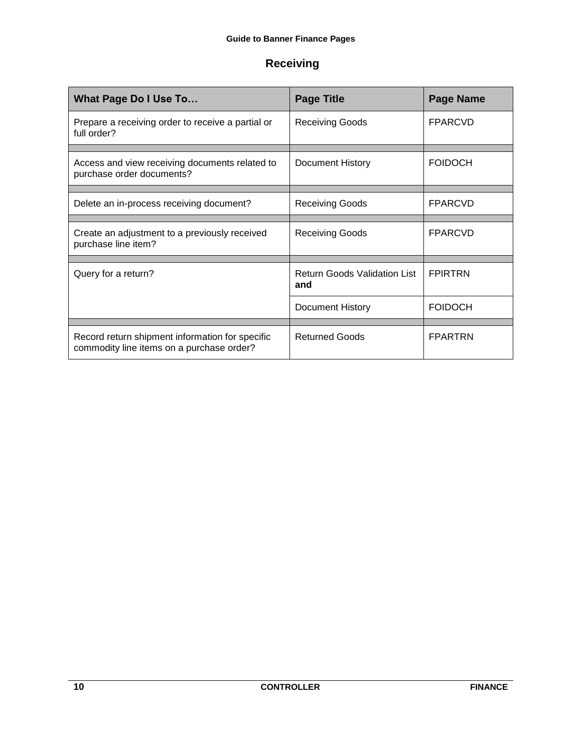## Receiving

| What Page Do I Use To… | Page Title | Page Name |
|---|---|---|
| Prepare a receiving order to receive a partial or full order? | Receiving Goods | FPARCVD |
| Access and view receiving documents related to purchase order documents? | Document History | FOIDOCH |
| Delete an in-process receiving document? | Receiving Goods | FPARCVD |
| Create an adjustment to a previously received purchase line item? | Receiving Goods | FPARCVD |
| Query for a return? | Return Goods Validation List **and** | FPIRTRN |
| | Document History | FOIDOCH |
| Record return shipment information for specific commodity line items on a purchase order? | Returned Goods | FPARTRN |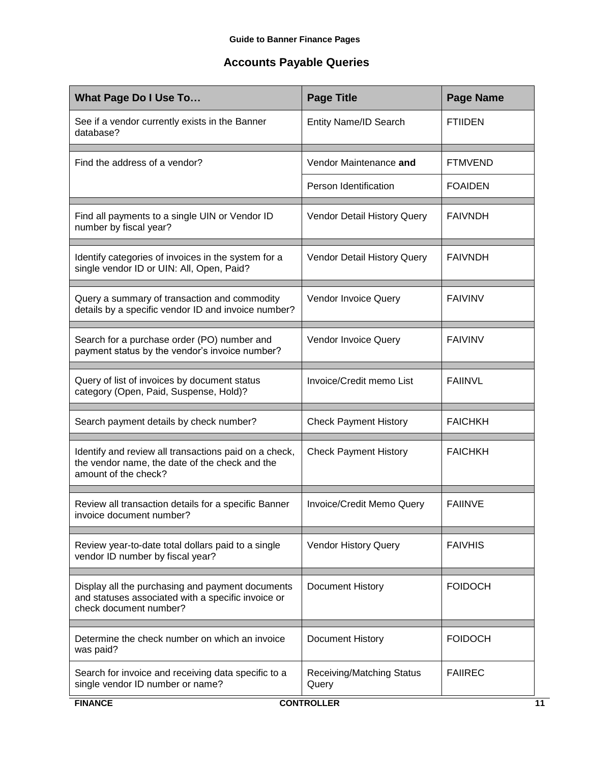## Accounts Payable Queries

| What Page Do I Use To… | Page Title | Page Name |
|---|---|---|
| See if a vendor currently exists in the Banner database? | Entity Name/ID Search | FTIIDEN |
| Find the address of a vendor? | Vendor Maintenance **and** | FTMVEND |
| | Person Identification | FOAIDEN |
| Find all payments to a single UIN or Vendor ID number by fiscal year? | Vendor Detail History Query | FAIVNDH |
| Identify categories of invoices in the system for a single vendor ID or UIN: All, Open, Paid? | Vendor Detail History Query | FAIVNDH |
| Query a summary of transaction and commodity details by a specific vendor ID and invoice number? | Vendor Invoice Query | FAIVINV |
| Search for a purchase order (PO) number and payment status by the vendor's invoice number? | Vendor Invoice Query | FAIVINV |
| Query of list of invoices by document status category (Open, Paid, Suspense, Hold)? | Invoice/Credit memo List | FAIINVL |
| Search payment details by check number? | Check Payment History | FAICHKH |
| Identify and review all transactions paid on a check, the vendor name, the date of the check and the amount of the check? | Check Payment History | FAICHKH |
| Review all transaction details for a specific Banner invoice document number? | Invoice/Credit Memo Query | FAIINVE |
| Review year-to-date total dollars paid to a single vendor ID number by fiscal year? | Vendor History Query | FAIVHIS |
| Display all the purchasing and payment documents and statuses associated with a specific invoice or check document number? | Document History | FOIDOCH |
| Determine the check number on which an invoice was paid? | Document History | FOIDOCH |
| Search for invoice and receiving data specific to a single vendor ID number or name? | Receiving/Matching Status Query | FAIIREC |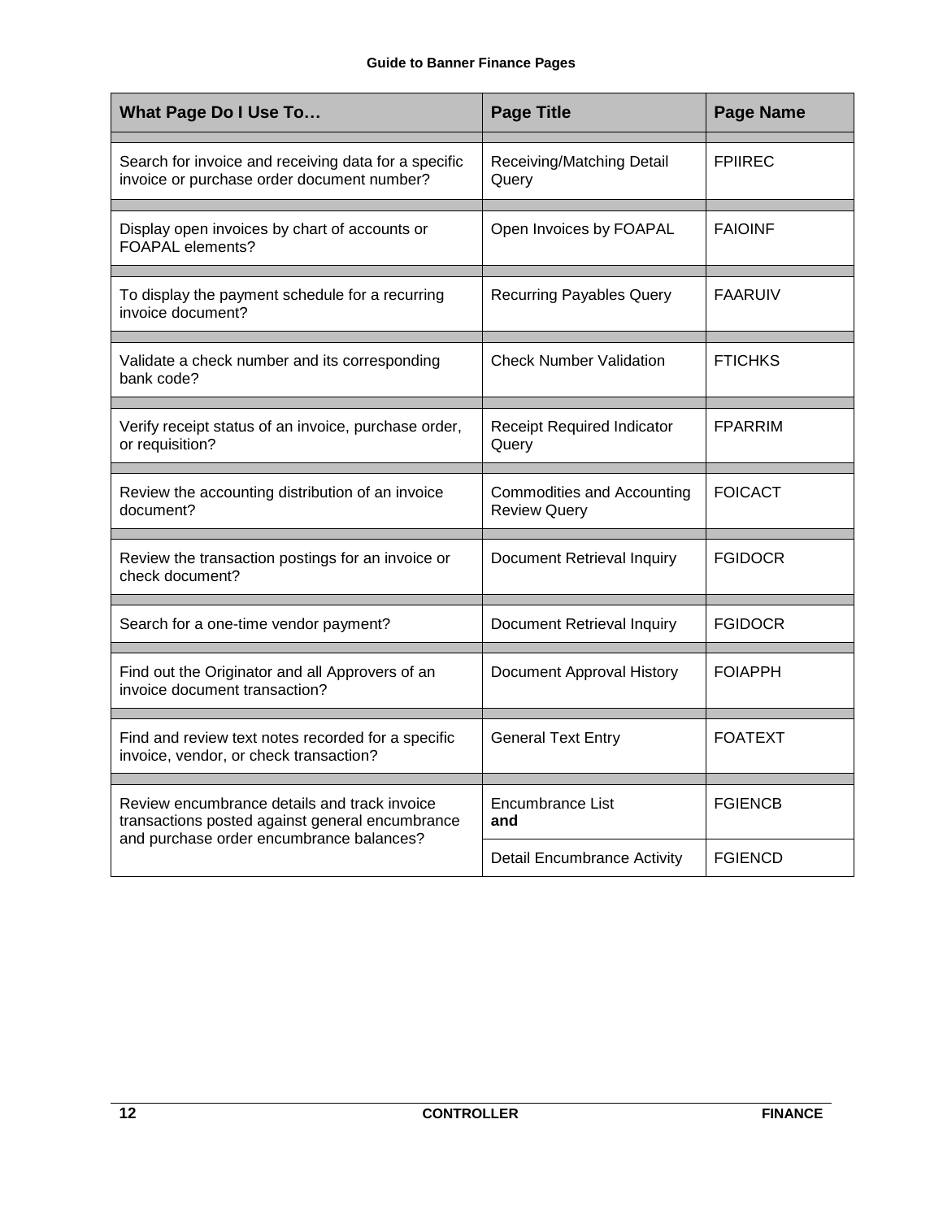| What Page Do I Use To… | Page Title | Page Name |
|---|---|---|
| Search for invoice and receiving data for a specific invoice or purchase order document number? | Receiving/Matching Detail Query | FPIIREC |
| Display open invoices by chart of accounts or FOAPAL elements? | Open Invoices by FOAPAL | FAIOINF |
| To display the payment schedule for a recurring invoice document? | Recurring Payables Query | FAARUIV |
| Validate a check number and its corresponding bank code? | Check Number Validation | FTICHKS |
| Verify receipt status of an invoice, purchase order, or requisition? | Receipt Required Indicator Query | FPARRIM |
| Review the accounting distribution of an invoice document? | Commodities and Accounting Review Query | FOICACT |
| Review the transaction postings for an invoice or check document? | Document Retrieval Inquiry | FGIDOCR |
| Search for a one-time vendor payment? | Document Retrieval Inquiry | FGIDOCR |
| Find out the Originator and all Approvers of an invoice document transaction? | Document Approval History | FOIAPPH |
| Find and review text notes recorded for a specific invoice, vendor, or check transaction? | General Text Entry | FOATEXT |
| Review encumbrance details and track invoice transactions posted against general encumbrance and purchase order encumbrance balances? | Encumbrance List **and** | FGIENCB |
| | Detail Encumbrance Activity | FGIENCD |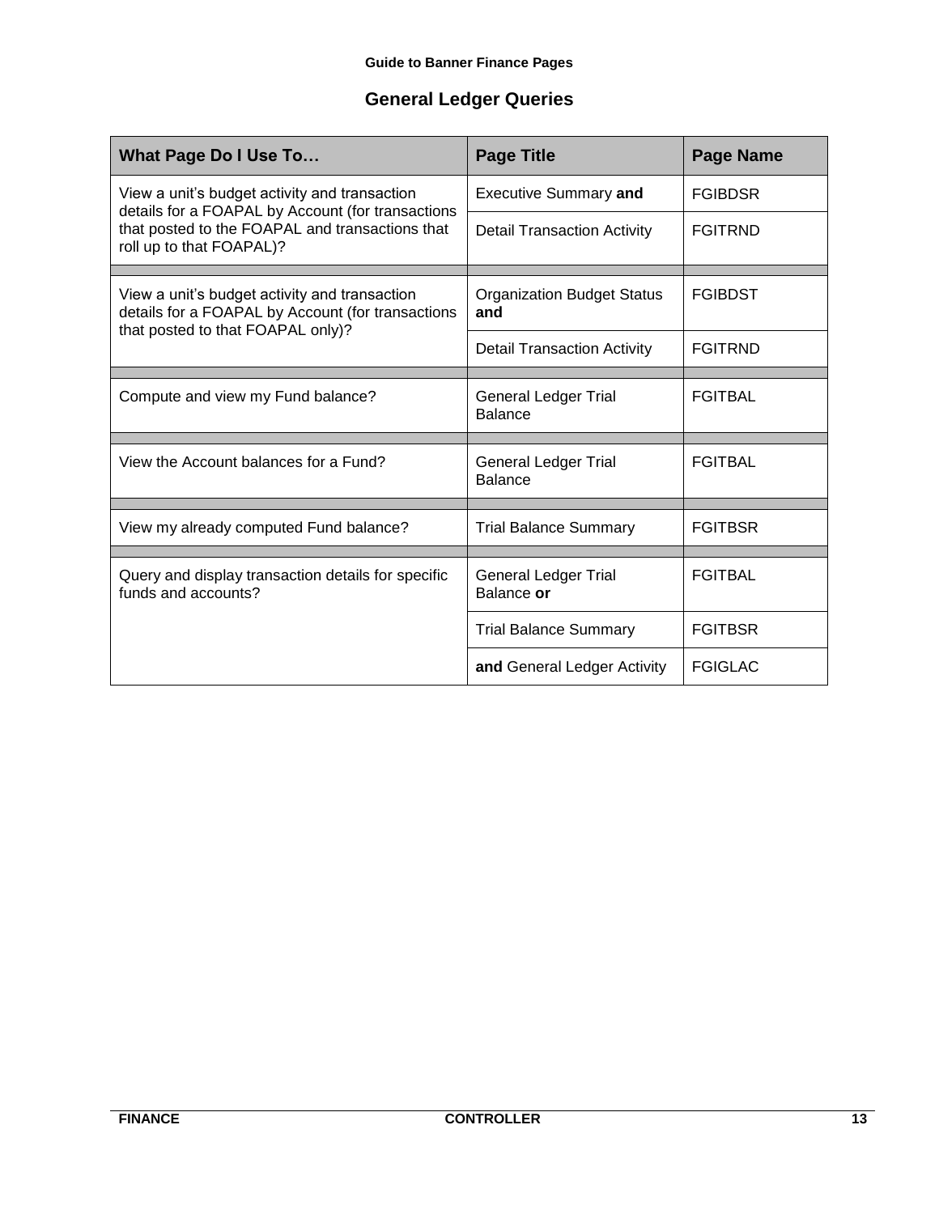## General Ledger Queries

| What Page Do I Use To… | Page Title | Page Name |
|---|---|---|
| View a unit's budget activity and transaction details for a FOAPAL by Account (for transactions that posted to the FOAPAL and transactions that roll up to that FOAPAL)? | Executive Summary **and** | FGIBDSR |
| | Detail Transaction Activity | FGITRND |
| View a unit's budget activity and transaction details for a FOAPAL by Account (for transactions that posted to that FOAPAL only)? | Organization Budget Status **and** | FGIBDST |
| | Detail Transaction Activity | FGITRND |
| Compute and view my Fund balance? | General Ledger Trial Balance | FGITBAL |
| View the Account balances for a Fund? | General Ledger Trial Balance | FGITBAL |
| View my already computed Fund balance? | Trial Balance Summary | FGITBSR |
| Query and display transaction details for specific funds and accounts? | General Ledger Trial Balance **or** | FGITBAL |
| | Trial Balance Summary | FGITBSR |
| | **and** General Ledger Activity | FGIGLAC |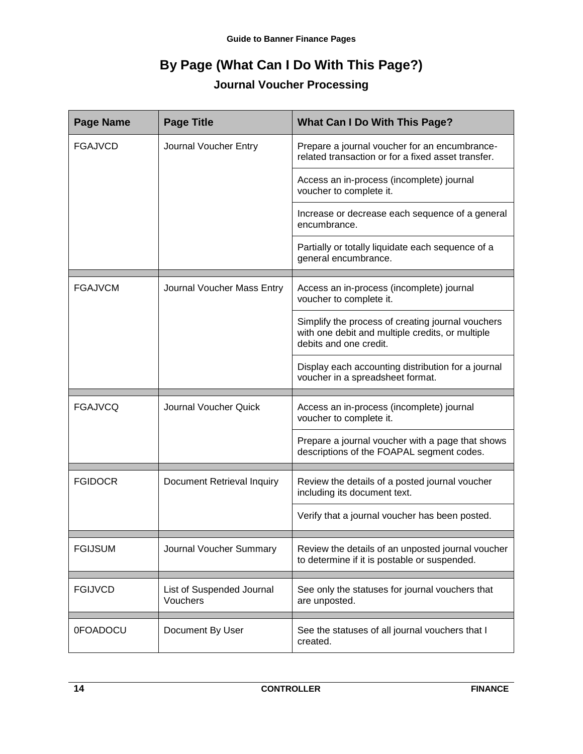# By Page (What Can I Do With This Page?)

## Journal Voucher Processing

| Page Name | Page Title | What Can I Do With This Page? |
|---|---|---|
| FGAJVCD | Journal Voucher Entry | Prepare a journal voucher for an encumbrance-related transaction or for a fixed asset transfer. |
| | | Access an in-process (incomplete) journal voucher to complete it. |
| | | Increase or decrease each sequence of a general encumbrance. |
| | | Partially or totally liquidate each sequence of a general encumbrance. |
| FGAJVCM | Journal Voucher Mass Entry | Access an in-process (incomplete) journal voucher to complete it. |
| | | Simplify the process of creating journal vouchers with one debit and multiple credits, or multiple debits and one credit. |
| | | Display each accounting distribution for a journal voucher in a spreadsheet format. |
| FGAJVCQ | Journal Voucher Quick | Access an in-process (incomplete) journal voucher to complete it. |
| | | Prepare a journal voucher with a page that shows descriptions of the FOAPAL segment codes. |
| FGIDOCR | Document Retrieval Inquiry | Review the details of a posted journal voucher including its document text. |
| | | Verify that a journal voucher has been posted. |
| FGIJSUM | Journal Voucher Summary | Review the details of an unposted journal voucher to determine if it is postable or suspended. |
| FGIJVCD | List of Suspended Journal Vouchers | See only the statuses for journal vouchers that are unposted. |
| 0FOADOCU | Document By User | See the statuses of all journal vouchers that I created. |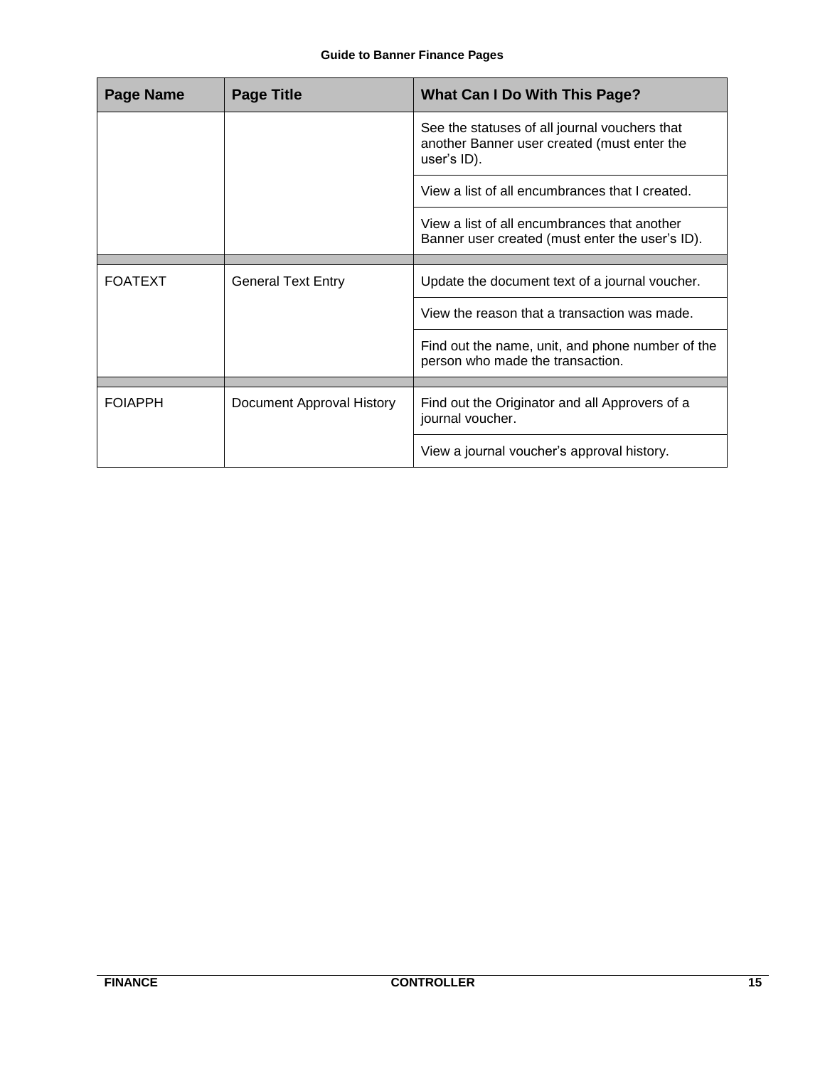| Page Name | Page Title | What Can I Do With This Page? |
|---|---|---|
| | | See the statuses of all journal vouchers that another Banner user created (must enter the user's ID). |
| | | View a list of all encumbrances that I created. |
| | | View a list of all encumbrances that another Banner user created (must enter the user's ID). |
| | | |
| FOATEXT | General Text Entry | Update the document text of a journal voucher. |
| | | View the reason that a transaction was made. |
| | | Find out the name, unit, and phone number of the person who made the transaction. |
| | | |
| FOIAPPH | Document Approval History | Find out the Originator and all Approvers of a journal voucher. |
| | | View a journal voucher's approval history. |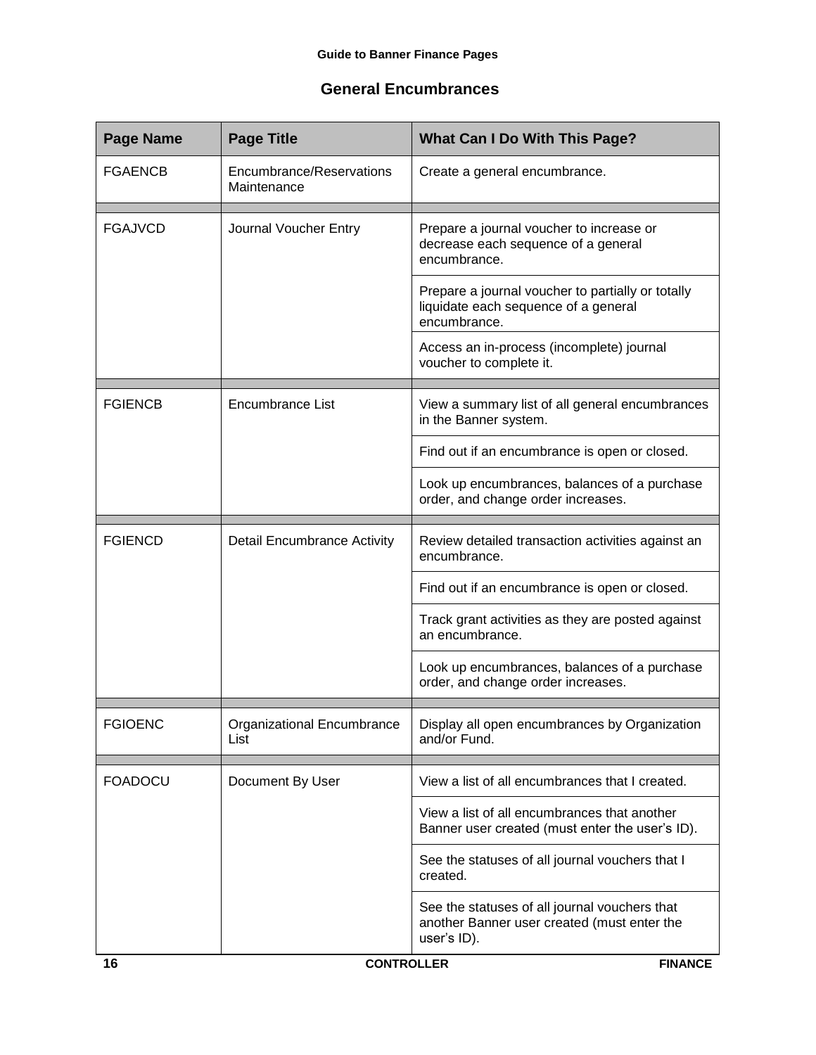## General Encumbrances

| Page Name | Page Title | What Can I Do With This Page? |
|---|---|---|
| FGAENCB | Encumbrance/Reservations Maintenance | Create a general encumbrance. |
| | | |
| FGAJVCD | Journal Voucher Entry | Prepare a journal voucher to increase or decrease each sequence of a general encumbrance. |
| | | Prepare a journal voucher to partially or totally liquidate each sequence of a general encumbrance. |
| | | Access an in-process (incomplete) journal voucher to complete it. |
| | | |
| FGIENCB | Encumbrance List | View a summary list of all general encumbrances in the Banner system. |
| | | Find out if an encumbrance is open or closed. |
| | | Look up encumbrances, balances of a purchase order, and change order increases. |
| | | |
| FGIENCD | Detail Encumbrance Activity | Review detailed transaction activities against an encumbrance. |
| | | Find out if an encumbrance is open or closed. |
| | | Track grant activities as they are posted against an encumbrance. |
| | | Look up encumbrances, balances of a purchase order, and change order increases. |
| | | |
| FGIOENC | Organizational Encumbrance List | Display all open encumbrances by Organization and/or Fund. |
| | | |
| FOADOCU | Document By User | View a list of all encumbrances that I created. |
| | | View a list of all encumbrances that another Banner user created (must enter the user's ID). |
| | | See the statuses of all journal vouchers that I created. |
| | | See the statuses of all journal vouchers that another Banner user created (must enter the user's ID). |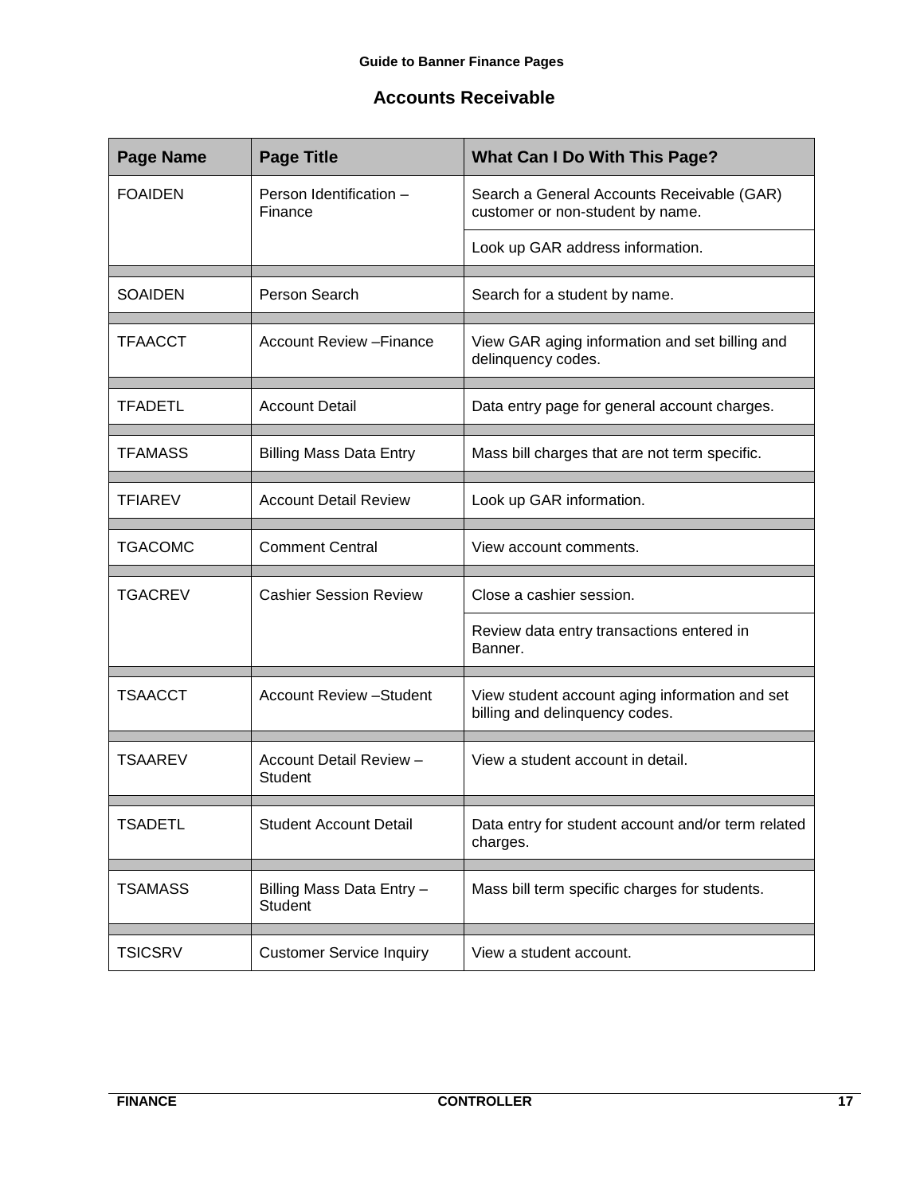## Accounts Receivable

| Page Name | Page Title | What Can I Do With This Page? |
|---|---|---|
| FOAIDEN | Person Identification – Finance | Search a General Accounts Receivable (GAR) customer or non-student by name. |
| | | Look up GAR address information. |
| SOAIDEN | Person Search | Search for a student by name. |
| TFAACCT | Account Review –Finance | View GAR aging information and set billing and delinquency codes. |
| TFADETL | Account Detail | Data entry page for general account charges. |
| TFAMASS | Billing Mass Data Entry | Mass bill charges that are not term specific. |
| TFIAREV | Account Detail Review | Look up GAR information. |
| TGACOMC | Comment Central | View account comments. |
| TGACREV | Cashier Session Review | Close a cashier session. |
| | | Review data entry transactions entered in Banner. |
| TSAACCT | Account Review –Student | View student account aging information and set billing and delinquency codes. |
| TSAAREV | Account Detail Review – Student | View a student account in detail. |
| TSADETL | Student Account Detail | Data entry for student account and/or term related charges. |
| TSAMASS | Billing Mass Data Entry – Student | Mass bill term specific charges for students. |
| TSICSRV | Customer Service Inquiry | View a student account. |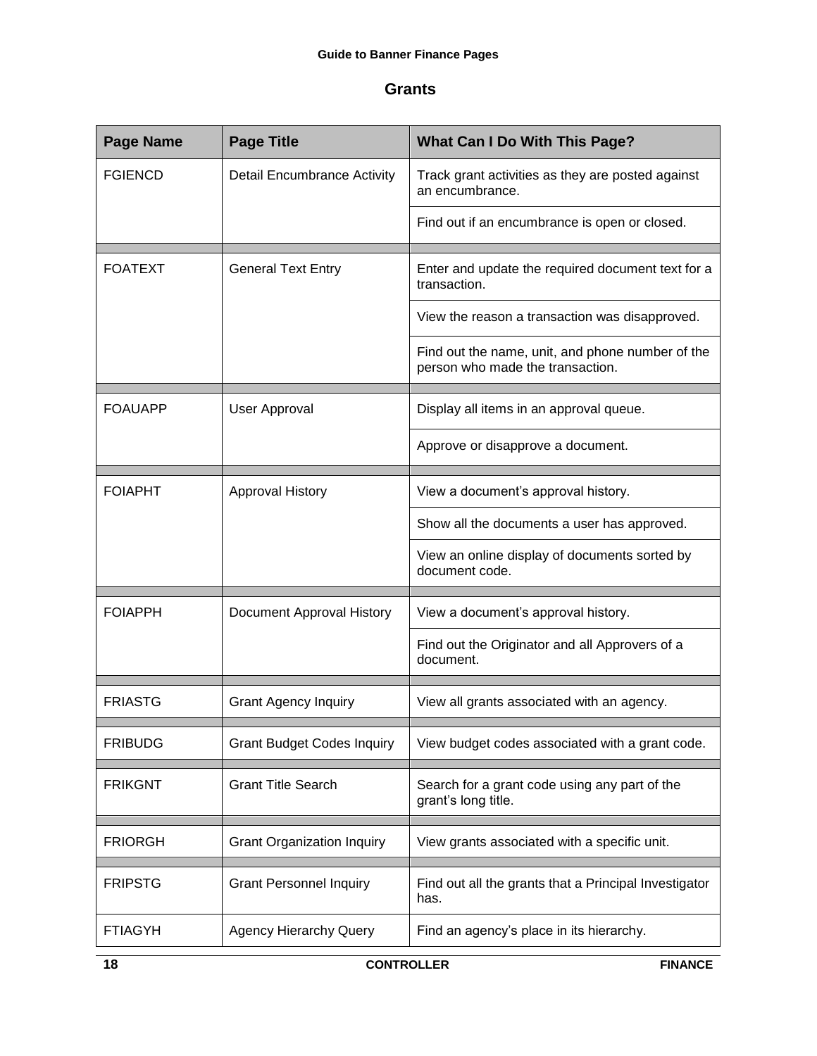## Grants

| Page Name | Page Title | What Can I Do With This Page? |
|---|---|---|
| FGIENCD | Detail Encumbrance Activity | Track grant activities as they are posted against an encumbrance. |
| | | Find out if an encumbrance is open or closed. |
| FOATEXT | General Text Entry | Enter and update the required document text for a transaction. |
| | | View the reason a transaction was disapproved. |
| | | Find out the name, unit, and phone number of the person who made the transaction. |
| FOAUAPP | User Approval | Display all items in an approval queue. |
| | | Approve or disapprove a document. |
| FOIAPHT | Approval History | View a document’s approval history. |
| | | Show all the documents a user has approved. |
| | | View an online display of documents sorted by document code. |
| FOIAPPH | Document Approval History | View a document’s approval history. |
| | | Find out the Originator and all Approvers of a document. |
| FRIASTG | Grant Agency Inquiry | View all grants associated with an agency. |
| FRIBUDG | Grant Budget Codes Inquiry | View budget codes associated with a grant code. |
| FRIKGNT | Grant Title Search | Search for a grant code using any part of the grant’s long title. |
| FRIORGH | Grant Organization Inquiry | View grants associated with a specific unit. |
| FRIPSTG | Grant Personnel Inquiry | Find out all the grants that a Principal Investigator has. |
| FTIAGYH | Agency Hierarchy Query | Find an agency’s place in its hierarchy. |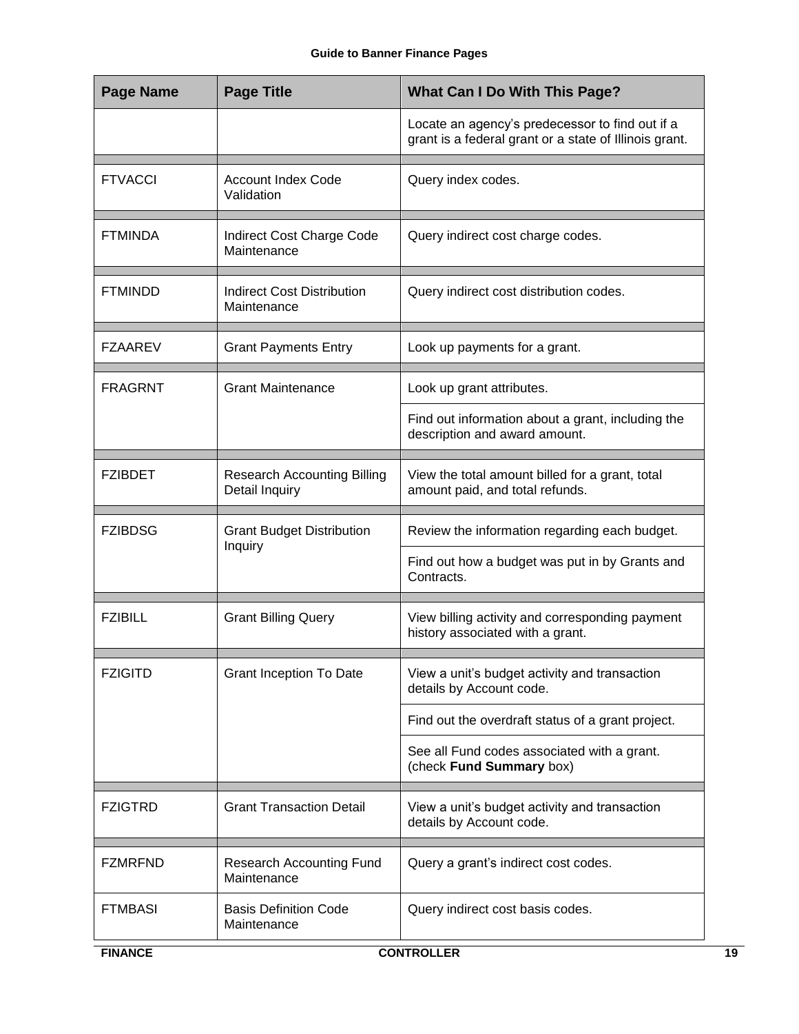| Page Name | Page Title | What Can I Do With This Page? |
|---|---|---|
| | | Locate an agency's predecessor to find out if a grant is a federal grant or a state of Illinois grant. |
| FTVACCI | Account Index Code Validation | Query index codes. |
| FTMINDA | Indirect Cost Charge Code Maintenance | Query indirect cost charge codes. |
| FTMINDD | Indirect Cost Distribution Maintenance | Query indirect cost distribution codes. |
| FZAAREV | Grant Payments Entry | Look up payments for a grant. |
| FRAGRNT | Grant Maintenance | Look up grant attributes. |
| | | Find out information about a grant, including the description and award amount. |
| FZIBDET | Research Accounting Billing Detail Inquiry | View the total amount billed for a grant, total amount paid, and total refunds. |
| FZIBDSG | Grant Budget Distribution Inquiry | Review the information regarding each budget. |
| | | Find out how a budget was put in by Grants and Contracts. |
| FZIBILL | Grant Billing Query | View billing activity and corresponding payment history associated with a grant. |
| FZIGITD | Grant Inception To Date | View a unit's budget activity and transaction details by Account code. |
| | | Find out the overdraft status of a grant project. |
| | | See all Fund codes associated with a grant. (check **Fund Summary** box) |
| FZIGTRD | Grant Transaction Detail | View a unit's budget activity and transaction details by Account code. |
| FZMRFND | Research Accounting Fund Maintenance | Query a grant's indirect cost codes. |
| FTMBASI | Basis Definition Code Maintenance | Query indirect cost basis codes. |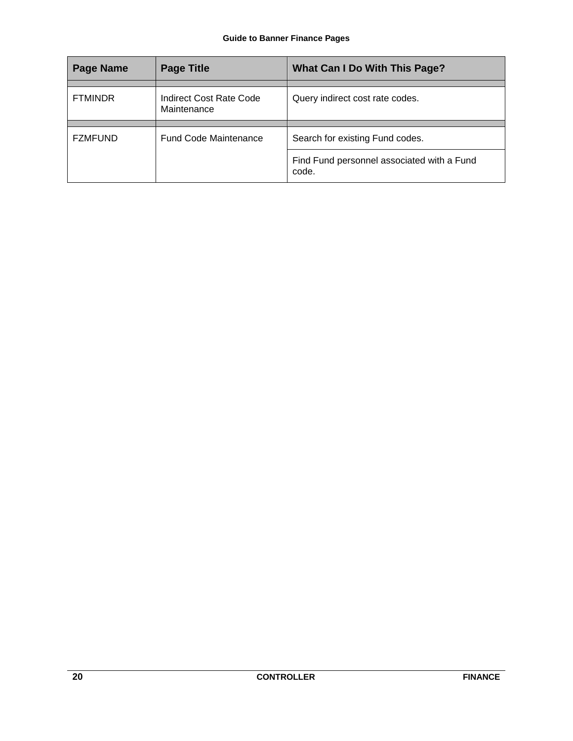| Page Name | Page Title | What Can I Do With This Page? |
|---|---|---|
| | | |
| FTMINDR | Indirect Cost Rate Code Maintenance | Query indirect cost rate codes. |
| | | |
| FZMFUND | Fund Code Maintenance | Search for existing Fund codes. |
| | | Find Fund personnel associated with a Fund code. |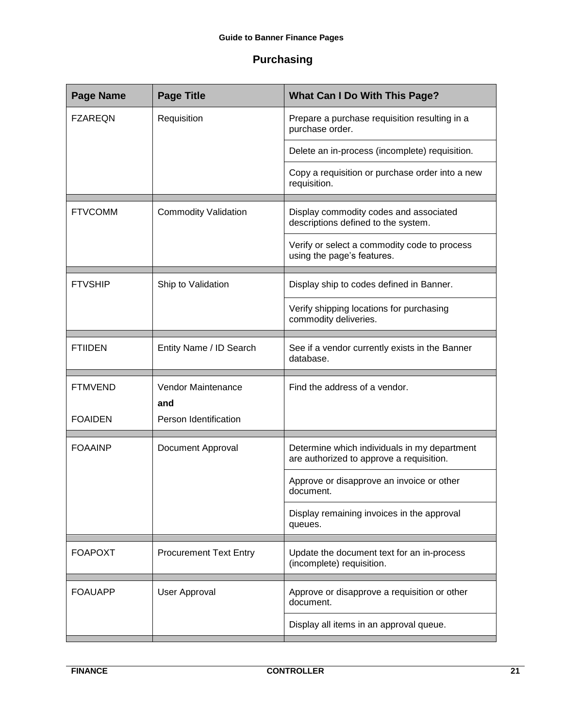## Purchasing

| Page Name | Page Title | What Can I Do With This Page? |
|---|---|---|
| FZAREQN | Requisition | Prepare a purchase requisition resulting in a purchase order. |
| | | Delete an in-process (incomplete) requisition. |
| | | Copy a requisition or purchase order into a new requisition. |
| FTVCOMM | Commodity Validation | Display commodity codes and associated descriptions defined to the system. |
| | | Verify or select a commodity code to process using the page's features. |
| FTVSHIP | Ship to Validation | Display ship to codes defined in Banner. |
| | | Verify shipping locations for purchasing commodity deliveries. |
| FTIIDEN | Entity Name / ID Search | See if a vendor currently exists in the Banner database. |
| FTMVEND<br><br>FOAIDEN | Vendor Maintenance<br>**and**<br>Person Identification | Find the address of a vendor. |
| FOAAINP | Document Approval | Determine which individuals in my department are authorized to approve a requisition. |
| | | Approve or disapprove an invoice or other document. |
| | | Display remaining invoices in the approval queues. |
| FOAPOXT | Procurement Text Entry | Update the document text for an in-process (incomplete) requisition. |
| FOAUAPP | User Approval | Approve or disapprove a requisition or other document. |
| | | Display all items in an approval queue. |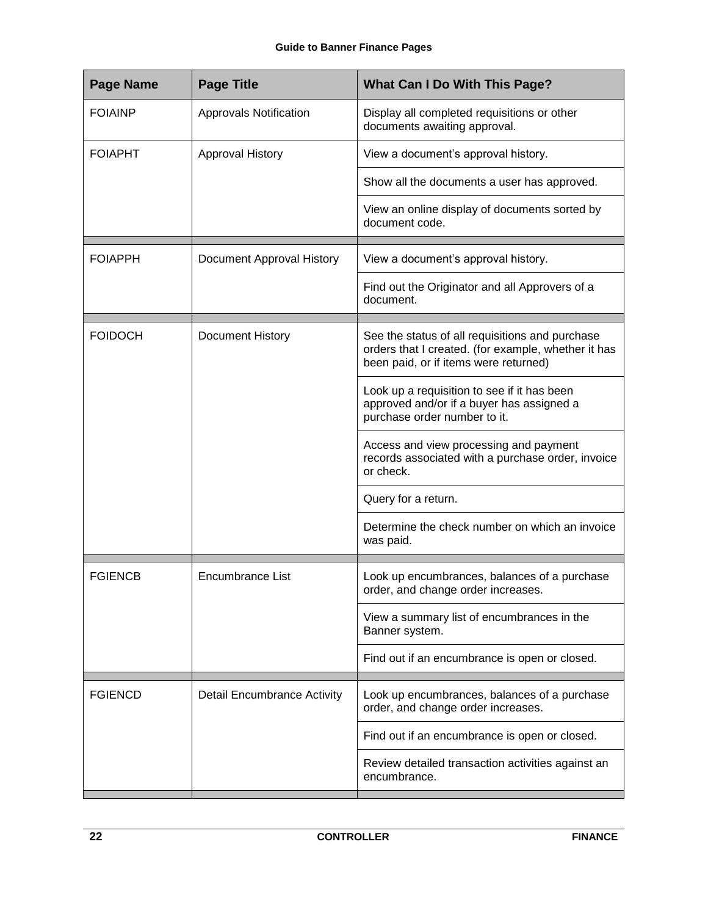| Page Name | Page Title | What Can I Do With This Page? |
|---|---|---|
| FOIAINP | Approvals Notification | Display all completed requisitions or other documents awaiting approval. |
| FOIAPHT | Approval History | View a document's approval history. |
| | | Show all the documents a user has approved. |
| | | View an online display of documents sorted by document code. |
| FOIAPPH | Document Approval History | View a document's approval history. |
| | | Find out the Originator and all Approvers of a document. |
| FOIDOCH | Document History | See the status of all requisitions and purchase orders that I created. (for example, whether it has been paid, or if items were returned) |
| | | Look up a requisition to see if it has been approved and/or if a buyer has assigned a purchase order number to it. |
| | | Access and view processing and payment records associated with a purchase order, invoice or check. |
| | | Query for a return. |
| | | Determine the check number on which an invoice was paid. |
| FGIENCB | Encumbrance List | Look up encumbrances, balances of a purchase order, and change order increases. |
| | | View a summary list of encumbrances in the Banner system. |
| | | Find out if an encumbrance is open or closed. |
| FGIENCD | Detail Encumbrance Activity | Look up encumbrances, balances of a purchase order, and change order increases. |
| | | Find out if an encumbrance is open or closed. |
| | | Review detailed transaction activities against an encumbrance. |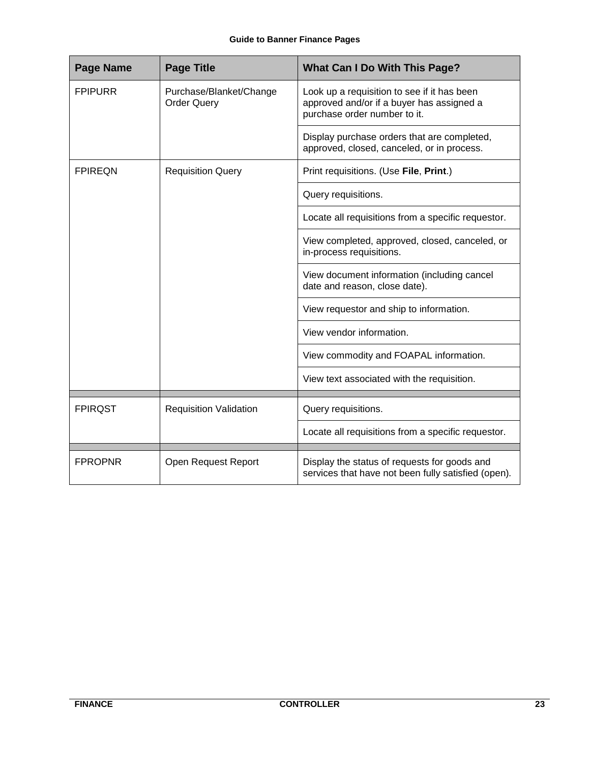| Page Name | Page Title | What Can I Do With This Page? |
| --- | --- | --- |
| FPIPURR | Purchase/Blanket/Change Order Query | Look up a requisition to see if it has been approved and/or if a buyer has assigned a purchase order number to it. |
| | | Display purchase orders that are completed, approved, closed, canceled, or in process. |
| FPIREQN | Requisition Query | Print requisitions. (Use **File**, **Print**.) |
| | | Query requisitions. |
| | | Locate all requisitions from a specific requestor. |
| | | View completed, approved, closed, canceled, or in-process requisitions. |
| | | View document information (including cancel date and reason, close date). |
| | | View requestor and ship to information. |
| | | View vendor information. |
| | | View commodity and FOAPAL information. |
| | | View text associated with the requisition. |
| | | |
| FPIRQST | Requisition Validation | Query requisitions. |
| | | Locate all requisitions from a specific requestor. |
| | | |
| FPROPNR | Open Request Report | Display the status of requests for goods and services that have not been fully satisfied (open). |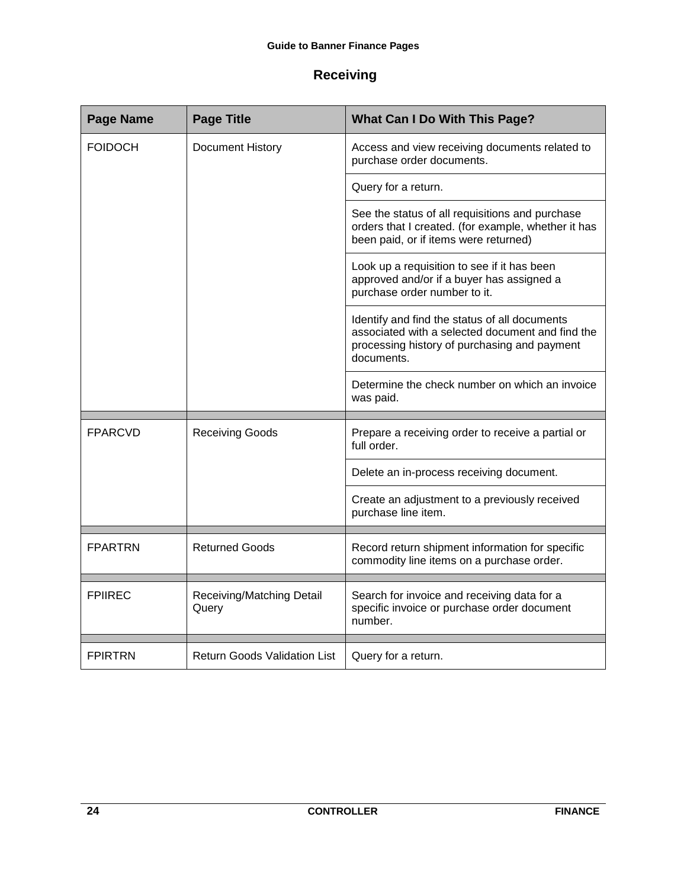## Receiving

| Page Name | Page Title | What Can I Do With This Page? |
|---|---|---|
| FOIDOCH | Document History | Access and view receiving documents related to purchase order documents. |
| | | Query for a return. |
| | | See the status of all requisitions and purchase orders that I created. (for example, whether it has been paid, or if items were returned) |
| | | Look up a requisition to see if it has been approved and/or if a buyer has assigned a purchase order number to it. |
| | | Identify and find the status of all documents associated with a selected document and find the processing history of purchasing and payment documents. |
| | | Determine the check number on which an invoice was paid. |
| | | |
| FPARCVD | Receiving Goods | Prepare a receiving order to receive a partial or full order. |
| | | Delete an in-process receiving document. |
| | | Create an adjustment to a previously received purchase line item. |
| | | |
| FPARTRN | Returned Goods | Record return shipment information for specific commodity line items on a purchase order. |
| | | |
| FPIIREC | Receiving/Matching Detail Query | Search for invoice and receiving data for a specific invoice or purchase order document number. |
| | | |
| FPIRTRN | Return Goods Validation List | Query for a return. |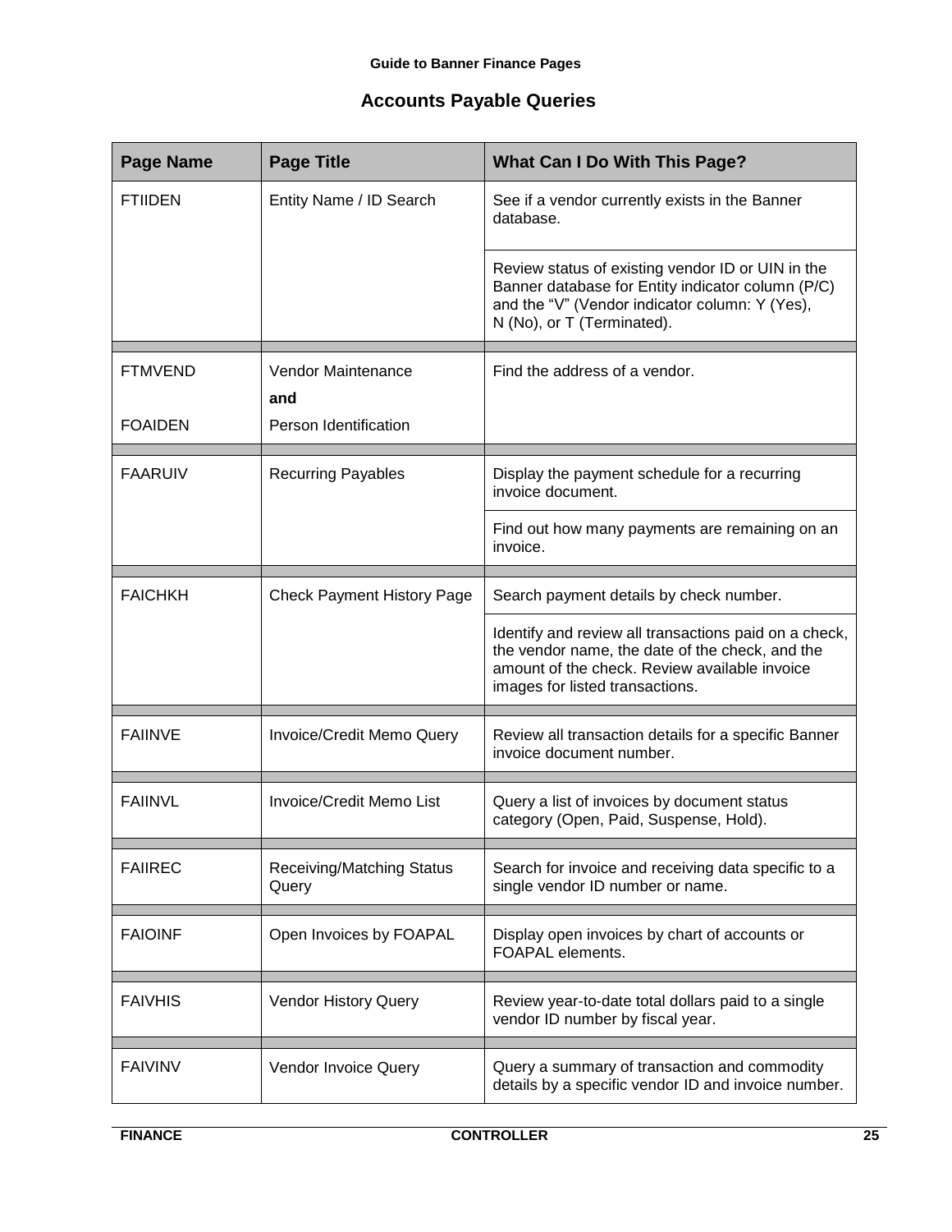## Accounts Payable Queries

| Page Name | Page Title | What Can I Do With This Page? |
|---|---|---|
| FTIIDEN | Entity Name / ID Search | See if a vendor currently exists in the Banner database. |
| | | Review status of existing vendor ID or UIN in the Banner database for Entity indicator column (P/C) and the "V" (Vendor indicator column: Y (Yes), N (No), or T (Terminated). |
| FTMVEND<br><br>FOAIDEN | Vendor Maintenance<br>**and**<br>Person Identification | Find the address of a vendor. |
| FAARUIV | Recurring Payables | Display the payment schedule for a recurring invoice document. |
| | | Find out how many payments are remaining on an invoice. |
| FAICHKH | Check Payment History Page | Search payment details by check number. |
| | | Identify and review all transactions paid on a check, the vendor name, the date of the check, and the amount of the check. Review available invoice images for listed transactions. |
| FAIINVE | Invoice/Credit Memo Query | Review all transaction details for a specific Banner invoice document number. |
| FAIINVL | Invoice/Credit Memo List | Query a list of invoices by document status category (Open, Paid, Suspense, Hold). |
| FAIIREC | Receiving/Matching Status Query | Search for invoice and receiving data specific to a single vendor ID number or name. |
| FAIOINF | Open Invoices by FOAPAL | Display open invoices by chart of accounts or FOAPAL elements. |
| FAIVHIS | Vendor History Query | Review year-to-date total dollars paid to a single vendor ID number by fiscal year. |
| FAIVINV | Vendor Invoice Query | Query a summary of transaction and commodity details by a specific vendor ID and invoice number. |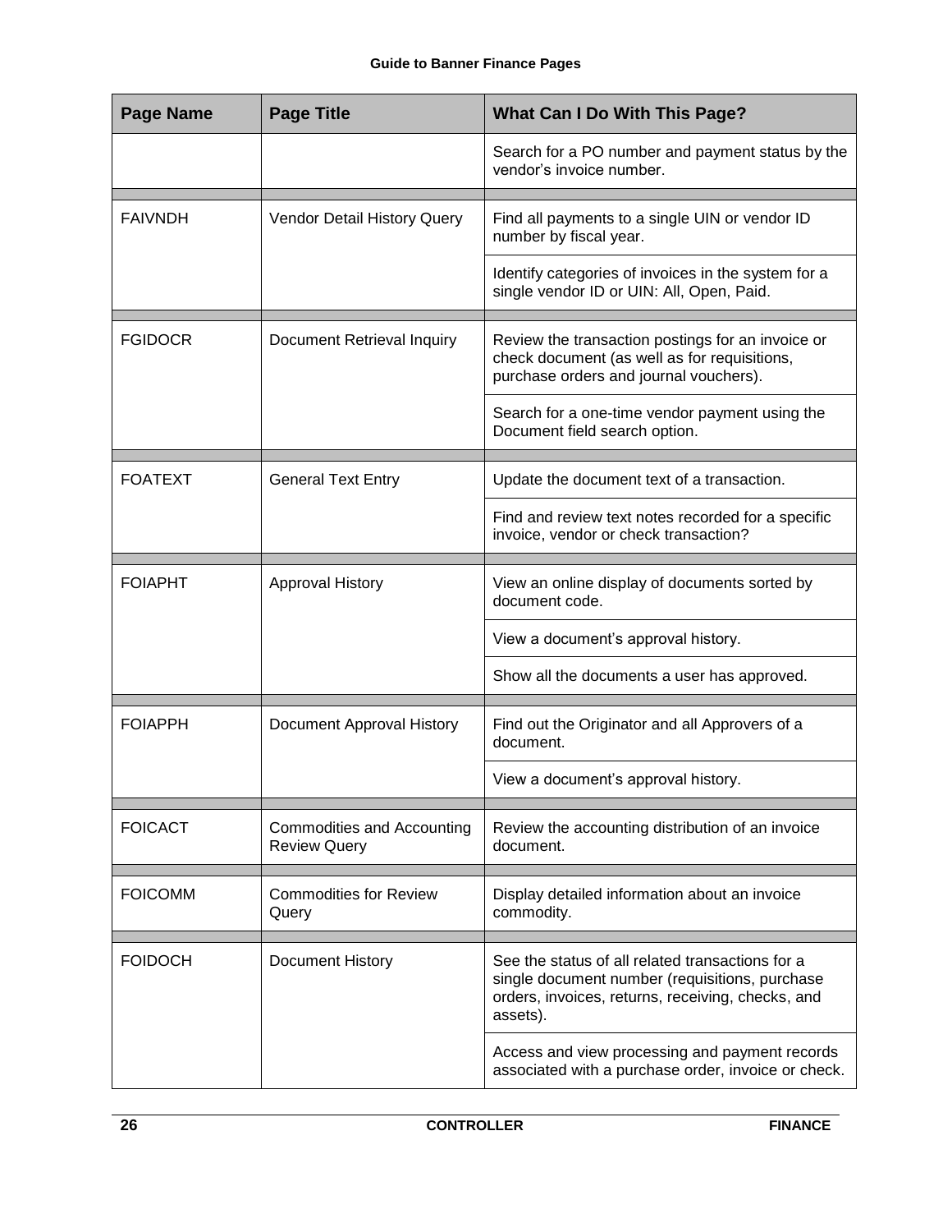| Page Name | Page Title | What Can I Do With This Page? |
|---|---|---|
| | | Search for a PO number and payment status by the vendor's invoice number. |
| | | |
| FAIVNDH | Vendor Detail History Query | Find all payments to a single UIN or vendor ID number by fiscal year. |
| | | Identify categories of invoices in the system for a single vendor ID or UIN: All, Open, Paid. |
| | | |
| FGIDOCR | Document Retrieval Inquiry | Review the transaction postings for an invoice or check document (as well as for requisitions, purchase orders and journal vouchers). |
| | | Search for a one-time vendor payment using the Document field search option. |
| | | |
| FOATEXT | General Text Entry | Update the document text of a transaction. |
| | | Find and review text notes recorded for a specific invoice, vendor or check transaction? |
| | | |
| FOIAPHT | Approval History | View an online display of documents sorted by document code. |
| | | View a document's approval history. |
| | | Show all the documents a user has approved. |
| | | |
| FOIAPPH | Document Approval History | Find out the Originator and all Approvers of a document. |
| | | View a document's approval history. |
| | | |
| FOICACT | Commodities and Accounting Review Query | Review the accounting distribution of an invoice document. |
| | | |
| FOICOMM | Commodities for Review Query | Display detailed information about an invoice commodity. |
| | | |
| FOIDOCH | Document History | See the status of all related transactions for a single document number (requisitions, purchase orders, invoices, returns, receiving, checks, and assets). |
| | | Access and view processing and payment records associated with a purchase order, invoice or check. |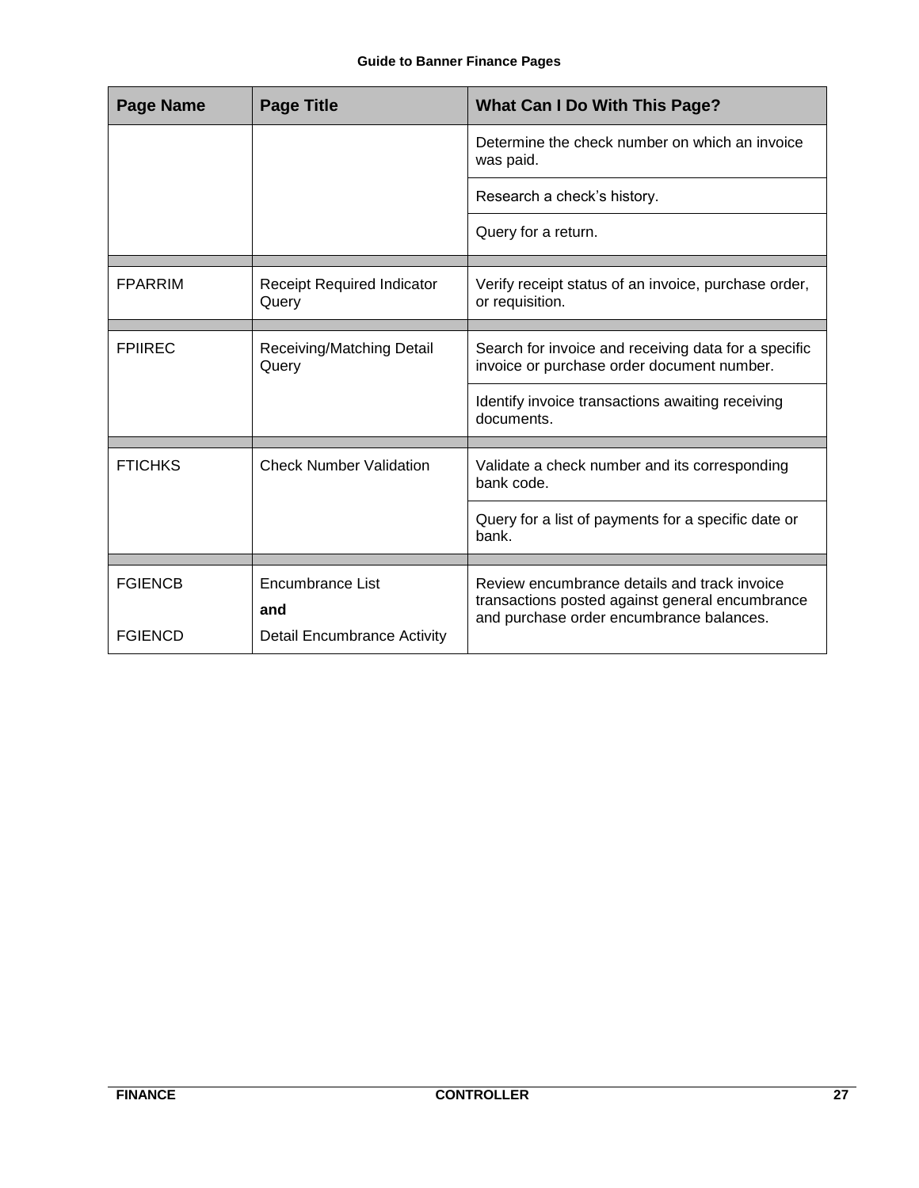| Page Name | Page Title | What Can I Do With This Page? |
|---|---|---|
| | | Determine the check number on which an invoice was paid. |
| | | Research a check's history. |
| | | Query for a return. |
| | | |
| FPARRIM | Receipt Required Indicator Query | Verify receipt status of an invoice, purchase order, or requisition. |
| | | |
| FPIIREC | Receiving/Matching Detail Query | Search for invoice and receiving data for a specific invoice or purchase order document number. |
| | | Identify invoice transactions awaiting receiving documents. |
| | | |
| FTICHKS | Check Number Validation | Validate a check number and its corresponding bank code. |
| | | Query for a list of payments for a specific date or bank. |
| | | |
| FGIENCB<br><br>FGIENCD | Encumbrance List<br>**and**<br>Detail Encumbrance Activity | Review encumbrance details and track invoice transactions posted against general encumbrance and purchase order encumbrance balances. |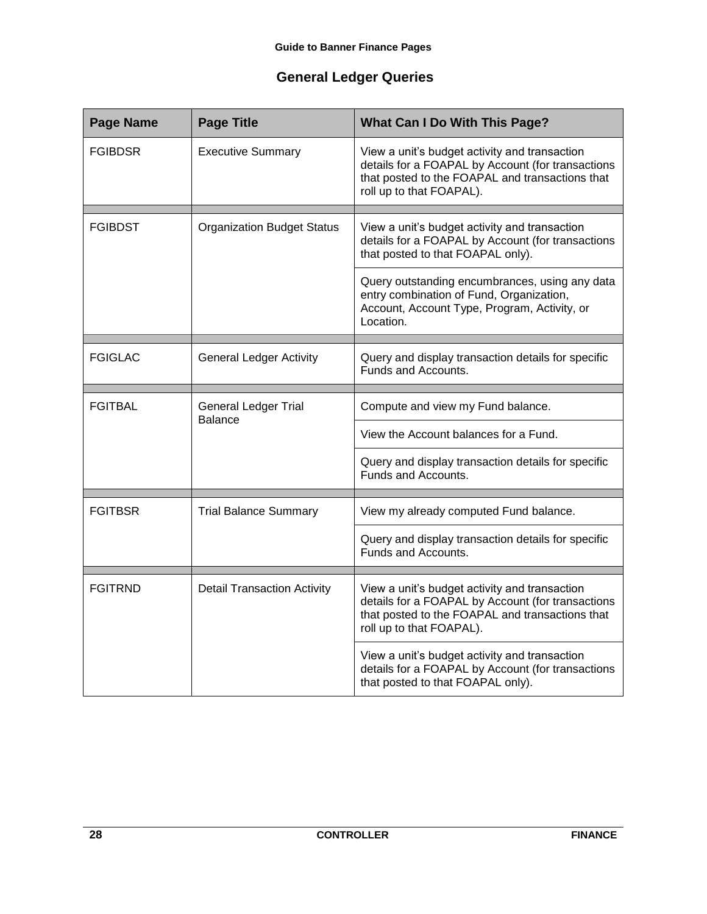## General Ledger Queries

| Page Name | Page Title | What Can I Do With This Page? |
|---|---|---|
| FGIBDSR | Executive Summary | View a unit's budget activity and transaction details for a FOAPAL by Account (for transactions that posted to the FOAPAL and transactions that roll up to that FOAPAL). |
| FGIBDST | Organization Budget Status | View a unit's budget activity and transaction details for a FOAPAL by Account (for transactions that posted to that FOAPAL only). |
| | | Query outstanding encumbrances, using any data entry combination of Fund, Organization, Account, Account Type, Program, Activity, or Location. |
| FGIGLAC | General Ledger Activity | Query and display transaction details for specific Funds and Accounts. |
| FGITBAL | General Ledger Trial Balance | Compute and view my Fund balance. |
| | | View the Account balances for a Fund. |
| | | Query and display transaction details for specific Funds and Accounts. |
| FGITBSR | Trial Balance Summary | View my already computed Fund balance. |
| | | Query and display transaction details for specific Funds and Accounts. |
| FGITRND | Detail Transaction Activity | View a unit's budget activity and transaction details for a FOAPAL by Account (for transactions that posted to the FOAPAL and transactions that roll up to that FOAPAL). |
| | | View a unit's budget activity and transaction details for a FOAPAL by Account (for transactions that posted to that FOAPAL only). |